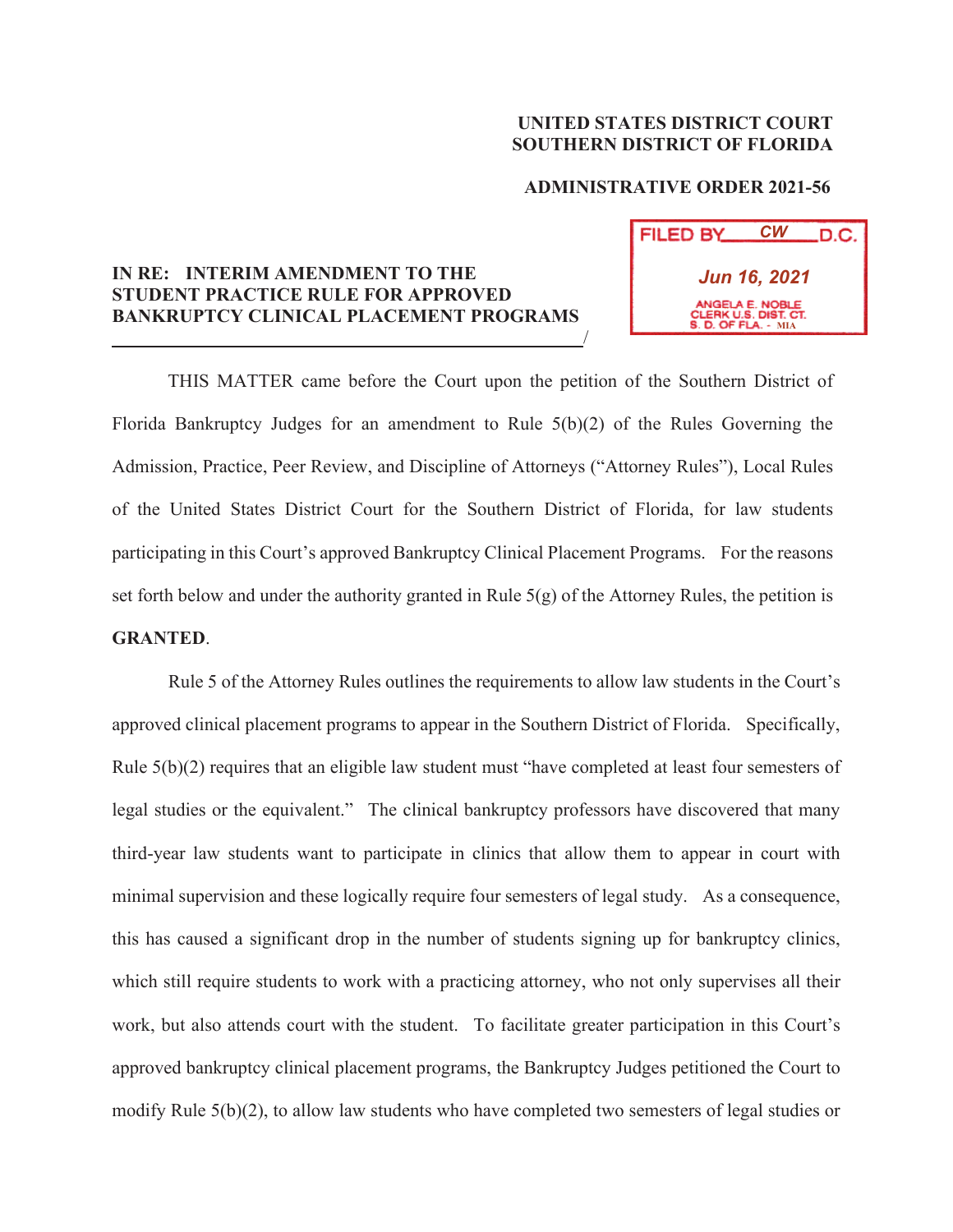**UNITED STATES DISTRICT COURT**
**SOUTHERN DISTRICT OF FLORIDA**

**ADMINISTRATIVE ORDER 2021-56**

FILED BY CW D.C.
Jun 16, 2021
ANGELA E. NOBLE
CLERK U.S. DIST. CT.
S. D. OF FLA. - MIA

**IN RE: INTERIM AMENDMENT TO THE STUDENT PRACTICE RULE FOR APPROVED BANKRUPTCY CLINICAL PLACEMENT PROGRAMS**
_______________________________________________/

THIS MATTER came before the Court upon the petition of the Southern District of Florida Bankruptcy Judges for an amendment to Rule 5(b)(2) of the Rules Governing the Admission, Practice, Peer Review, and Discipline of Attorneys ("Attorney Rules"), Local Rules of the United States District Court for the Southern District of Florida, for law students participating in this Court's approved Bankruptcy Clinical Placement Programs. For the reasons set forth below and under the authority granted in Rule 5(g) of the Attorney Rules, the petition is **GRANTED**.

Rule 5 of the Attorney Rules outlines the requirements to allow law students in the Court's approved clinical placement programs to appear in the Southern District of Florida. Specifically, Rule 5(b)(2) requires that an eligible law student must "have completed at least four semesters of legal studies or the equivalent." The clinical bankruptcy professors have discovered that many third-year law students want to participate in clinics that allow them to appear in court with minimal supervision and these logically require four semesters of legal study. As a consequence, this has caused a significant drop in the number of students signing up for bankruptcy clinics, which still require students to work with a practicing attorney, who not only supervises all their work, but also attends court with the student. To facilitate greater participation in this Court's approved bankruptcy clinical placement programs, the Bankruptcy Judges petitioned the Court to modify Rule 5(b)(2), to allow law students who have completed two semesters of legal studies or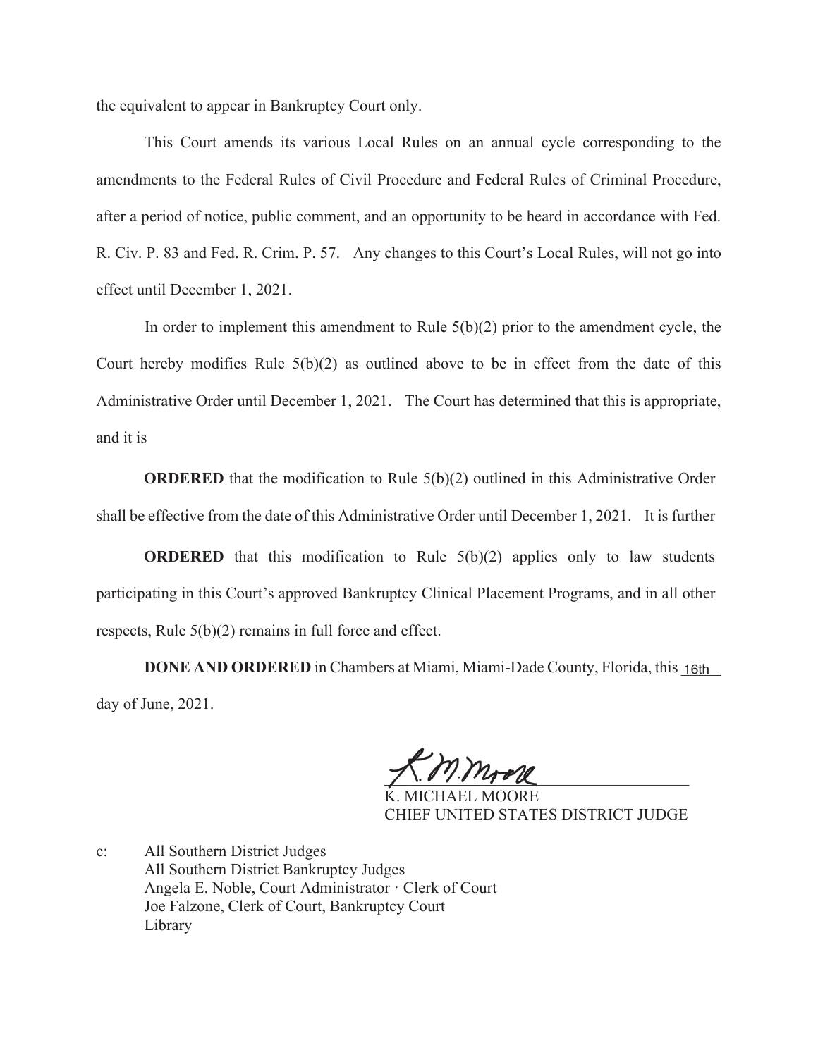the equivalent to appear in Bankruptcy Court only.

This Court amends its various Local Rules on an annual cycle corresponding to the amendments to the Federal Rules of Civil Procedure and Federal Rules of Criminal Procedure, after a period of notice, public comment, and an opportunity to be heard in accordance with Fed. R. Civ. P. 83 and Fed. R. Crim. P. 57. Any changes to this Court's Local Rules, will not go into effect until December 1, 2021.

In order to implement this amendment to Rule 5(b)(2) prior to the amendment cycle, the Court hereby modifies Rule 5(b)(2) as outlined above to be in effect from the date of this Administrative Order until December 1, 2021. The Court has determined that this is appropriate, and it is

**ORDERED** that the modification to Rule 5(b)(2) outlined in this Administrative Order shall be effective from the date of this Administrative Order until December 1, 2021. It is further

**ORDERED** that this modification to Rule 5(b)(2) applies only to law students participating in this Court's approved Bankruptcy Clinical Placement Programs, and in all other respects, Rule 5(b)(2) remains in full force and effect.

**DONE AND ORDERED** in Chambers at Miami, Miami-Dade County, Florida, this 16th day of June, 2021.

K. MICHAEL MOORE
CHIEF UNITED STATES DISTRICT JUDGE

c: All Southern District Judges
All Southern District Bankruptcy Judges
Angela E. Noble, Court Administrator · Clerk of Court
Joe Falzone, Clerk of Court, Bankruptcy Court
Library